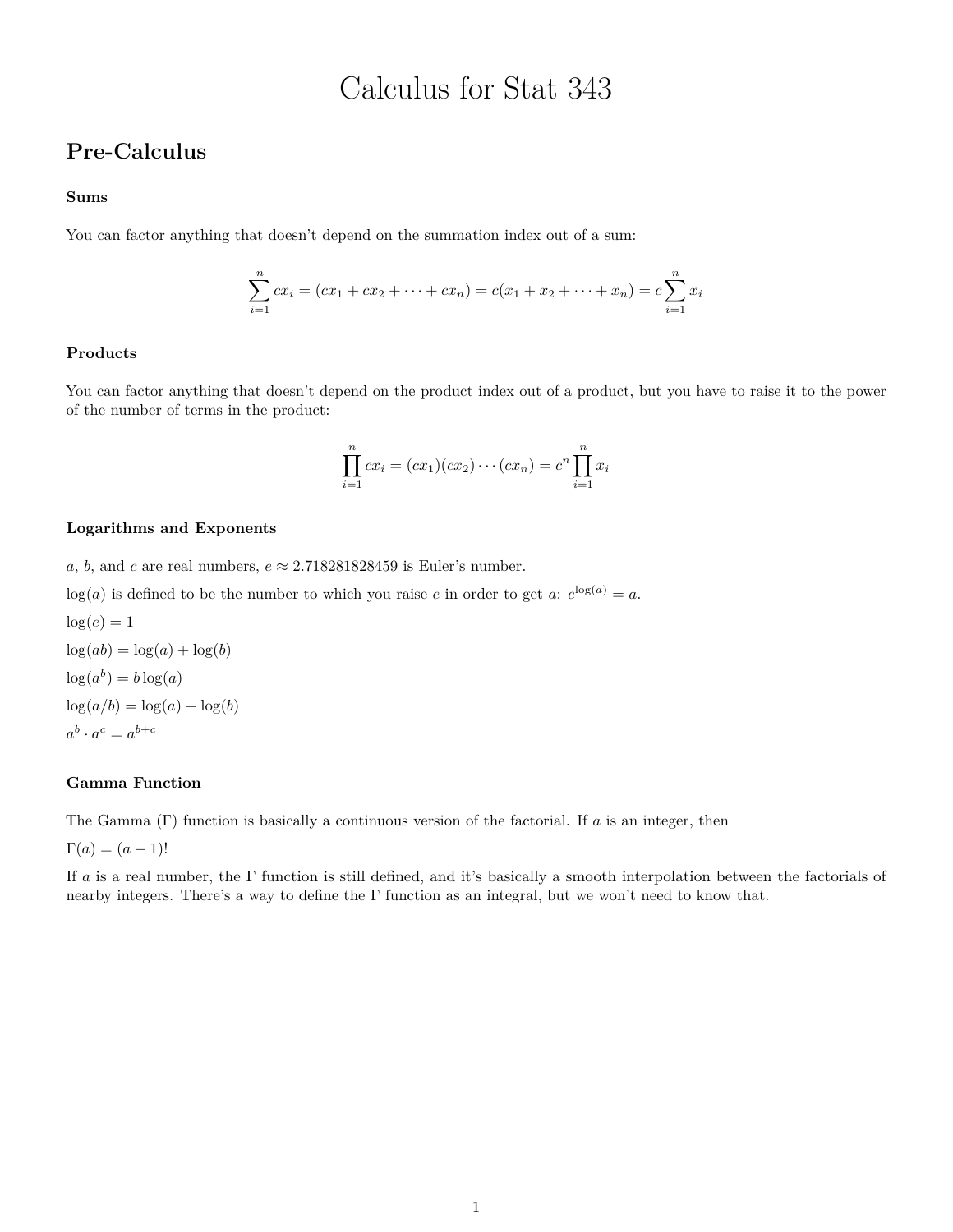# Calculus for Stat 343

## Pre-Calculus

### Sums

You can factor anything that doesn't depend on the summation index out of a sum:

$$\sum_{i=1}^{n} cx_i = (cx_1 + cx_2 + \cdots + cx_n) = c(x_1 + x_2 + \cdots + x_n) = c\sum_{i=1}^{n} x_i$$

### Products

You can factor anything that doesn't depend on the product index out of a product, but you have to raise it to the power of the number of terms in the product:

$$\prod_{i=1}^{n} cx_i = (cx_1)(cx_2)\cdots(cx_n) = c^n \prod_{i=1}^{n} x_i$$

### Logarithms and Exponents

$a$, $b$, and $c$ are real numbers, $e \approx 2.718281828459$ is Euler's number.

$\log(a)$ is defined to be the number to which you raise $e$ in order to get $a$: $e^{\log(a)} = a$.

$\log(e) = 1$

$\log(ab) = \log(a) + \log(b)$

$\log(a^b) = b\log(a)$

$\log(a/b) = \log(a) - \log(b)$

$a^b \cdot a^c = a^{b+c}$

### Gamma Function

The Gamma ($\Gamma$) function is basically a continuous version of the factorial. If $a$ is an integer, then

$\Gamma(a) = (a-1)!$

If $a$ is a real number, the $\Gamma$ function is still defined, and it's basically a smooth interpolation between the factorials of nearby integers. There's a way to define the $\Gamma$ function as an integral, but we won't need to know that.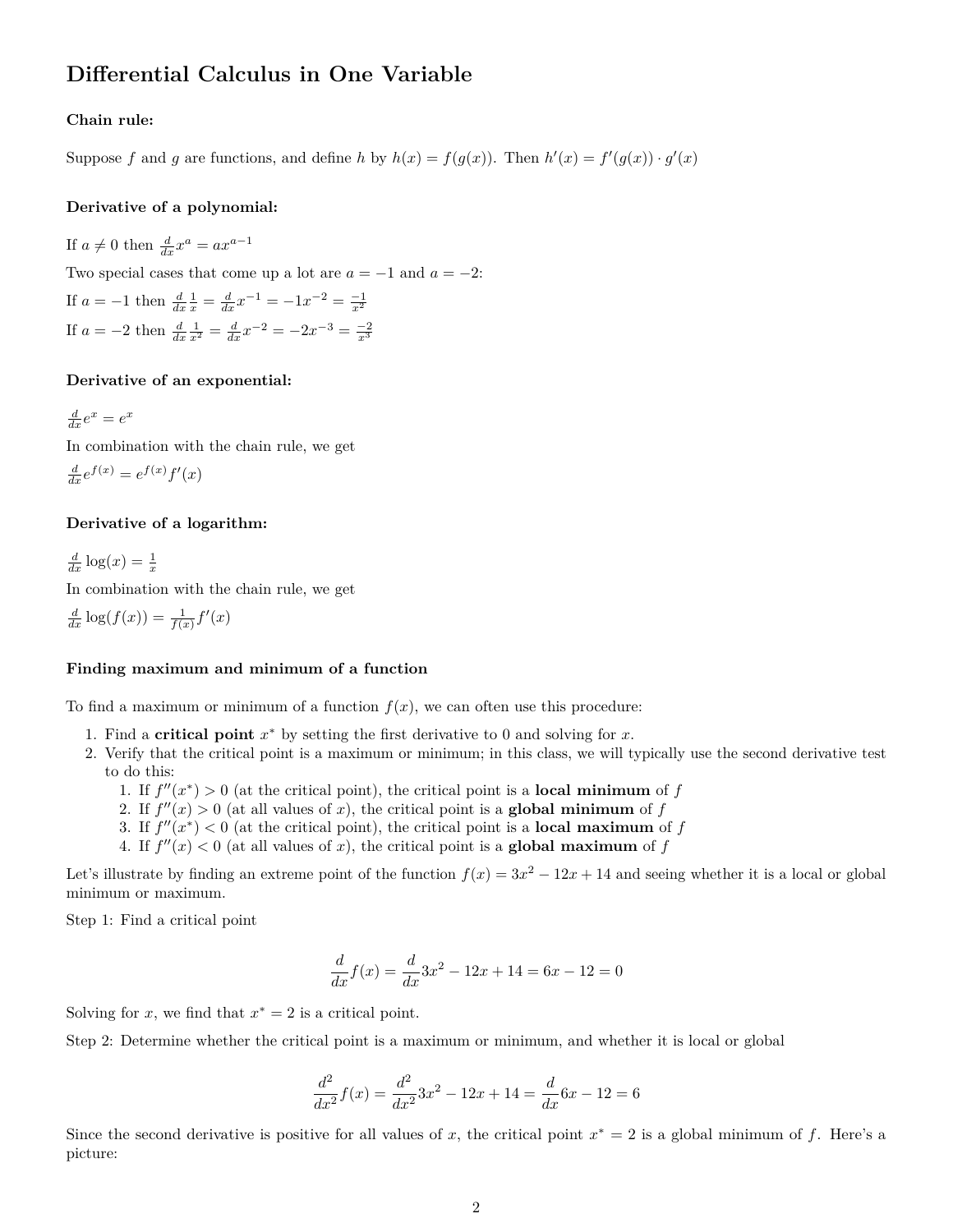# Differential Calculus in One Variable

**Chain rule:**

Suppose $f$ and $g$ are functions, and define $h$ by $h(x) = f(g(x))$. Then $h'(x) = f'(g(x)) \cdot g'(x)$

**Derivative of a polynomial:**

If $a \neq 0$ then $\frac{d}{dx}x^a = ax^{a-1}$

Two special cases that come up a lot are $a = -1$ and $a = -2$:

If $a = -1$ then $\frac{d}{dx}\frac{1}{x} = \frac{d}{dx}x^{-1} = -1x^{-2} = \frac{-1}{x^2}$

If $a = -2$ then $\frac{d}{dx}\frac{1}{x^2} = \frac{d}{dx}x^{-2} = -2x^{-3} = \frac{-2}{x^3}$

**Derivative of an exponential:**

$\frac{d}{dx}e^x = e^x$

In combination with the chain rule, we get

$\frac{d}{dx}e^{f(x)} = e^{f(x)}f'(x)$

**Derivative of a logarithm:**

$\frac{d}{dx}\log(x) = \frac{1}{x}$

In combination with the chain rule, we get

$\frac{d}{dx}\log(f(x)) = \frac{1}{f(x)}f'(x)$

**Finding maximum and minimum of a function**

To find a maximum or minimum of a function $f(x)$, we can often use this procedure:

1. Find a **critical point** $x^*$ by setting the first derivative to 0 and solving for $x$.
2. Verify that the critical point is a maximum or minimum; in this class, we will typically use the second derivative test to do this:
    1. If $f''(x^*) > 0$ (at the critical point), the critical point is a **local minimum** of $f$
    2. If $f''(x) > 0$ (at all values of $x$), the critical point is a **global minimum** of $f$
    3. If $f''(x^*) < 0$ (at the critical point), the critical point is a **local maximum** of $f$
    4. If $f''(x) < 0$ (at all values of $x$), the critical point is a **global maximum** of $f$

Let's illustrate by finding an extreme point of the function $f(x) = 3x^2 - 12x + 14$ and seeing whether it is a local or global minimum or maximum.

Step 1: Find a critical point

$$\frac{d}{dx}f(x) = \frac{d}{dx}3x^2 - 12x + 14 = 6x - 12 = 0$$

Solving for $x$, we find that $x^* = 2$ is a critical point.

Step 2: Determine whether the critical point is a maximum or minimum, and whether it is local or global

$$\frac{d^2}{dx^2}f(x) = \frac{d^2}{dx^2}3x^2 - 12x + 14 = \frac{d}{dx}6x - 12 = 6$$

Since the second derivative is positive for all values of $x$, the critical point $x^* = 2$ is a global minimum of $f$. Here's a picture: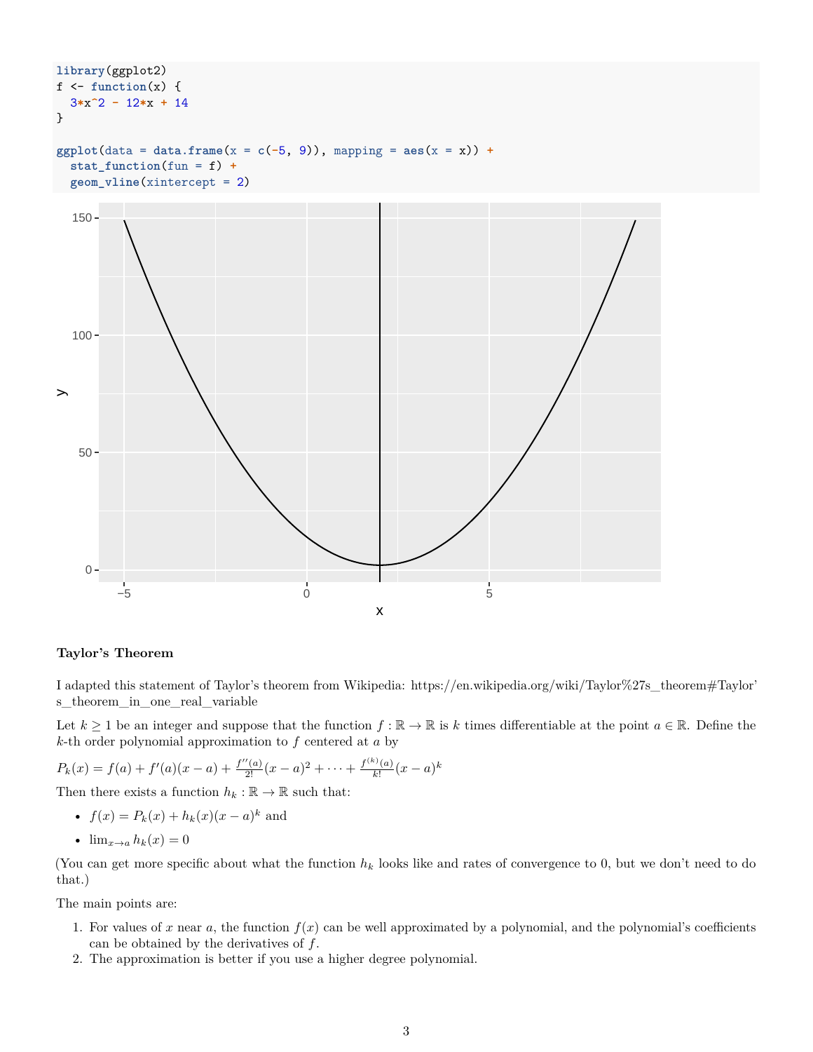```r
library(ggplot2)
f <- function(x) {
  3*x^2 - 12*x + 14
}

ggplot(data = data.frame(x = c(-5, 9)), mapping = aes(x = x)) +
  stat_function(fun = f) +
  geom_vline(xintercept = 2)
```

**Taylor's Theorem**

I adapted this statement of Taylor's theorem from Wikipedia: https://en.wikipedia.org/wiki/Taylor%27s_theorem#Taylor's_theorem_in_one_real_variable

Let $k \geq 1$ be an integer and suppose that the function $f : \mathbb{R} \to \mathbb{R}$ is $k$ times differentiable at the point $a \in \mathbb{R}$. Define the $k$-th order polynomial approximation to $f$ centered at $a$ by

$P_k(x) = f(a) + f'(a)(x-a) + \frac{f''(a)}{2!}(x-a)^2 + \cdots + \frac{f^{(k)}(a)}{k!}(x-a)^k$

Then there exists a function $h_k : \mathbb{R} \to \mathbb{R}$ such that:

- $f(x) = P_k(x) + h_k(x)(x-a)^k$ and
- $\lim_{x \to a} h_k(x) = 0$

(You can get more specific about what the function $h_k$ looks like and rates of convergence to 0, but we don't need to do that.)

The main points are:

1. For values of $x$ near $a$, the function $f(x)$ can be well approximated by a polynomial, and the polynomial's coefficients can be obtained by the derivatives of $f$.
2. The approximation is better if you use a higher degree polynomial.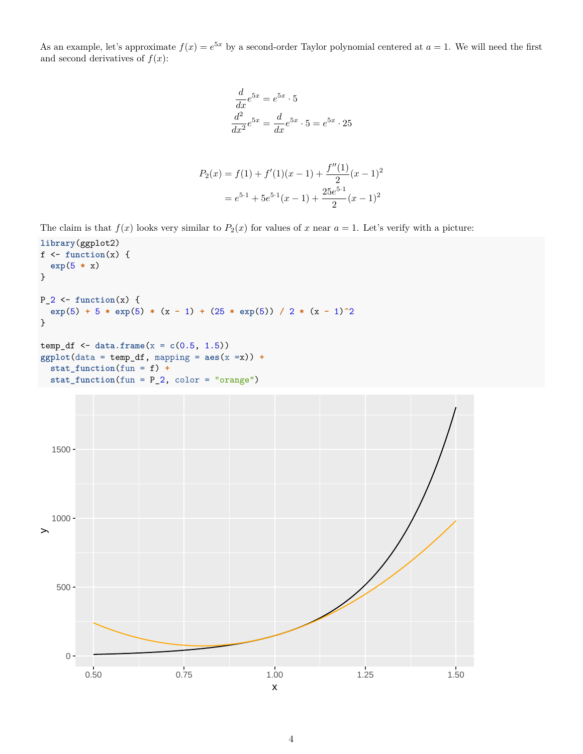As an example, let's approximate $f(x) = e^{5x}$ by a second-order Taylor polynomial centered at $a = 1$. We will need the first and second derivatives of $f(x)$:

$$\frac{d}{dx}e^{5x} = e^{5x} \cdot 5$$
$$\frac{d^2}{dx^2}e^{5x} = \frac{d}{dx}e^{5x} \cdot 5 = e^{5x} \cdot 25$$

$$P_2(x) = f(1) + f'(1)(x-1) + \frac{f''(1)}{2}(x-1)^2$$
$$= e^{5 \cdot 1} + 5e^{5 \cdot 1}(x-1) + \frac{25e^{5 \cdot 1}}{2}(x-1)^2$$

The claim is that $f(x)$ looks very similar to $P_2(x)$ for values of $x$ near $a = 1$. Let's verify with a picture:

```
library(ggplot2)
f <- function(x) {
  exp(5 * x)
}

P_2 <- function(x) {
  exp(5) + 5 * exp(5) * (x - 1) + (25 * exp(5)) / 2 * (x - 1)^2
}

temp_df <- data.frame(x = c(0.5, 1.5))
ggplot(data = temp_df, mapping = aes(x =x)) +
  stat_function(fun = f) +
  stat_function(fun = P_2, color = "orange")
```

y

0

500

1000

1500

0.50

0.75

1.00

1.25

1.50

x